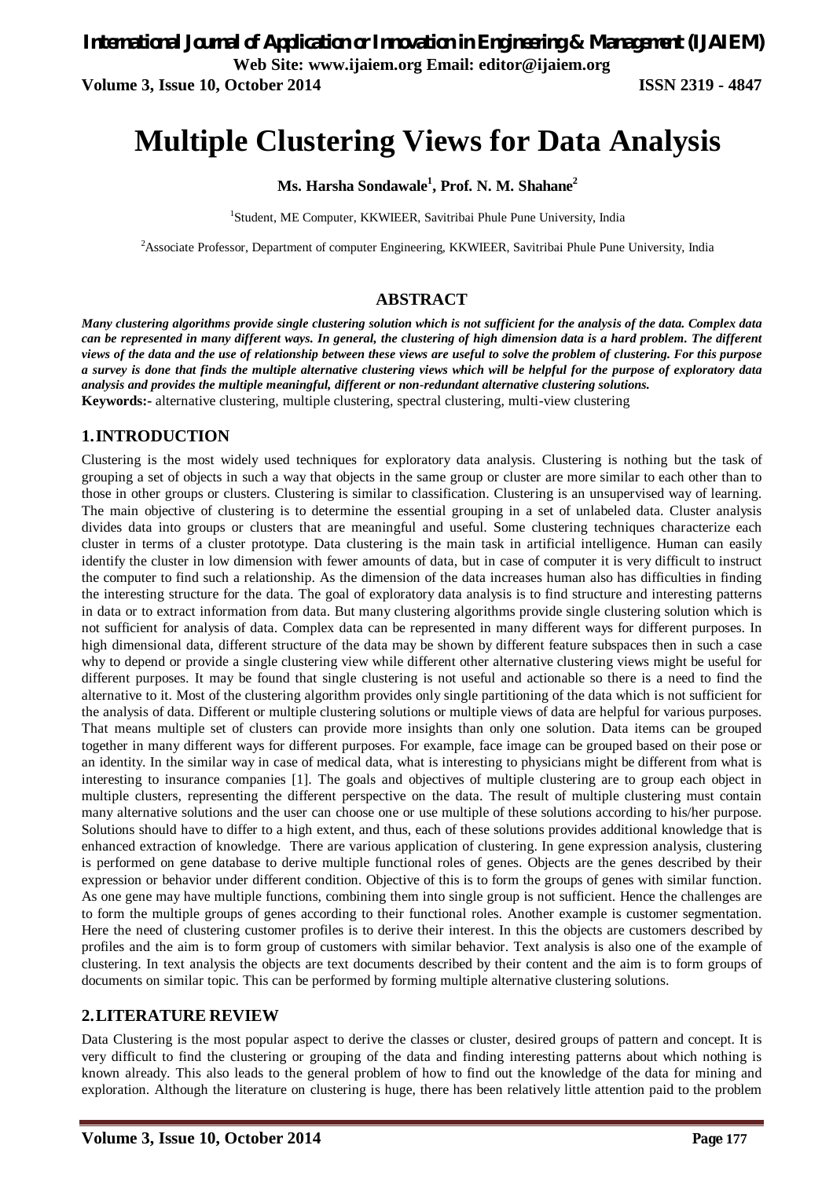# Multiple Clustering Views for Data Analysis

**Ms. Harsha Sondawale[1], Prof. N. M. Shahane[2]**

[1]Student, ME Computer, KKWIEER, Savitribai Phule Pune University, India

[2]Associate Professor, Department of computer Engineering, KKWIEER, Savitribai Phule Pune University, India

## ABSTRACT

***Many clustering algorithms provide single clustering solution which is not sufficient for the analysis of the data. Complex data can be represented in many different ways. In general, the clustering of high dimension data is a hard problem. The different views of the data and the use of relationship between these views are useful to solve the problem of clustering. For this purpose a survey is done that finds the multiple alternative clustering views which will be helpful for the purpose of exploratory data analysis and provides the multiple meaningful, different or non-redundant alternative clustering solutions.***

**Keywords:-** alternative clustering, multiple clustering, spectral clustering, multi-view clustering

## 1. INTRODUCTION

Clustering is the most widely used techniques for exploratory data analysis. Clustering is nothing but the task of grouping a set of objects in such a way that objects in the same group or cluster are more similar to each other than to those in other groups or clusters. Clustering is similar to classification. Clustering is an unsupervised way of learning. The main objective of clustering is to determine the essential grouping in a set of unlabeled data. Cluster analysis divides data into groups or clusters that are meaningful and useful. Some clustering techniques characterize each cluster in terms of a cluster prototype. Data clustering is the main task in artificial intelligence. Human can easily identify the cluster in low dimension with fewer amounts of data, but in case of computer it is very difficult to instruct the computer to find such a relationship. As the dimension of the data increases human also has difficulties in finding the interesting structure for the data. The goal of exploratory data analysis is to find structure and interesting patterns in data or to extract information from data. But many clustering algorithms provide single clustering solution which is not sufficient for analysis of data. Complex data can be represented in many different ways for different purposes. In high dimensional data, different structure of the data may be shown by different feature subspaces then in such a case why to depend or provide a single clustering view while different other alternative clustering views might be useful for different purposes. It may be found that single clustering is not useful and actionable so there is a need to find the alternative to it. Most of the clustering algorithm provides only single partitioning of the data which is not sufficient for the analysis of data. Different or multiple clustering solutions or multiple views of data are helpful for various purposes. That means multiple set of clusters can provide more insights than only one solution. Data items can be grouped together in many different ways for different purposes. For example, face image can be grouped based on their pose or an identity. In the similar way in case of medical data, what is interesting to physicians might be different from what is interesting to insurance companies [1]. The goals and objectives of multiple clustering are to group each object in multiple clusters, representing the different perspective on the data. The result of multiple clustering must contain many alternative solutions and the user can choose one or use multiple of these solutions according to his/her purpose. Solutions should have to differ to a high extent, and thus, each of these solutions provides additional knowledge that is enhanced extraction of knowledge. There are various application of clustering. In gene expression analysis, clustering is performed on gene database to derive multiple functional roles of genes. Objects are the genes described by their expression or behavior under different condition. Objective of this is to form the groups of genes with similar function. As one gene may have multiple functions, combining them into single group is not sufficient. Hence the challenges are to form the multiple groups of genes according to their functional roles. Another example is customer segmentation. Here the need of clustering customer profiles is to derive their interest. In this the objects are customers described by profiles and the aim is to form group of customers with similar behavior. Text analysis is also one of the example of clustering. In text analysis the objects are text documents described by their content and the aim is to form groups of documents on similar topic. This can be performed by forming multiple alternative clustering solutions.

## 2. LITERATURE REVIEW

Data Clustering is the most popular aspect to derive the classes or cluster, desired groups of pattern and concept. It is very difficult to find the clustering or grouping of the data and finding interesting patterns about which nothing is known already. This also leads to the general problem of how to find out the knowledge of the data for mining and exploration. Although the literature on clustering is huge, there has been relatively little attention paid to the problem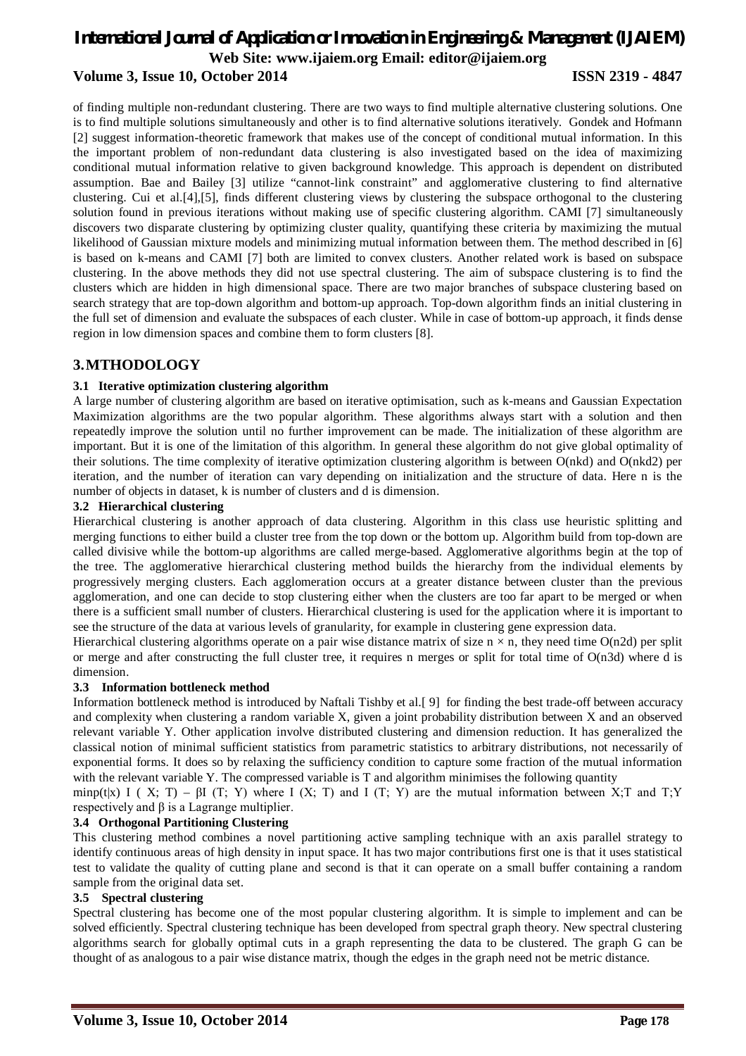of finding multiple non-redundant clustering. There are two ways to find multiple alternative clustering solutions. One is to find multiple solutions simultaneously and other is to find alternative solutions iteratively. Gondek and Hofmann [2] suggest information-theoretic framework that makes use of the concept of conditional mutual information. In this the important problem of non-redundant data clustering is also investigated based on the idea of maximizing conditional mutual information relative to given background knowledge. This approach is dependent on distributed assumption. Bae and Bailey [3] utilize "cannot-link constraint" and agglomerative clustering to find alternative clustering. Cui et al.[4],[5], finds different clustering views by clustering the subspace orthogonal to the clustering solution found in previous iterations without making use of specific clustering algorithm. CAMI [7] simultaneously discovers two disparate clustering by optimizing cluster quality, quantifying these criteria by maximizing the mutual likelihood of Gaussian mixture models and minimizing mutual information between them. The method described in [6] is based on k-means and CAMI [7] both are limited to convex clusters. Another related work is based on subspace clustering. In the above methods they did not use spectral clustering. The aim of subspace clustering is to find the clusters which are hidden in high dimensional space. There are two major branches of subspace clustering based on search strategy that are top-down algorithm and bottom-up approach. Top-down algorithm finds an initial clustering in the full set of dimension and evaluate the subspaces of each cluster. While in case of bottom-up approach, it finds dense region in low dimension spaces and combine them to form clusters [8].

## 3. MTHODOLOGY

### 3.1 Iterative optimization clustering algorithm

A large number of clustering algorithm are based on iterative optimisation, such as k-means and Gaussian Expectation Maximization algorithms are the two popular algorithm. These algorithms always start with a solution and then repeatedly improve the solution until no further improvement can be made. The initialization of these algorithm are important. But it is one of the limitation of this algorithm. In general these algorithm do not give global optimality of their solutions. The time complexity of iterative optimization clustering algorithm is between $O(nkd)$ and $O(nkd^2)$ per iteration, and the number of iteration can vary depending on initialization and the structure of data. Here n is the number of objects in dataset, k is number of clusters and d is dimension.

### 3.2 Hierarchical clustering

Hierarchical clustering is another approach of data clustering. Algorithm in this class use heuristic splitting and merging functions to either build a cluster tree from the top down or the bottom up. Algorithm build from top-down are called divisive while the bottom-up algorithms are called merge-based. Agglomerative algorithms begin at the top of the tree. The agglomerative hierarchical clustering method builds the hierarchy from the individual elements by progressively merging clusters. Each agglomeration occurs at a greater distance between cluster than the previous agglomeration, and one can decide to stop clustering either when the clusters are too far apart to be merged or when there is a sufficient small number of clusters. Hierarchical clustering is used for the application where it is important to see the structure of the data at various levels of granularity, for example in clustering gene expression data.

Hierarchical clustering algorithms operate on a pair wise distance matrix of size $n \times n$, they need time $O(n^2d)$ per split or merge and after constructing the full cluster tree, it requires n merges or split for total time of $O(n^3d)$ where d is dimension.

### 3.3 Information bottleneck method

Information bottleneck method is introduced by Naftali Tishby et al.[9] for finding the best trade-off between accuracy and complexity when clustering a random variable X, given a joint probability distribution between X and an observed relevant variable Y. Other application involve distributed clustering and dimension reduction. It has generalized the classical notion of minimal sufficient statistics from parametric statistics to arbitrary distributions, not necessarily of exponential forms. It does so by relaxing the sufficiency condition to capture some fraction of the mutual information with the relevant variable Y. The compressed variable is T and algorithm minimises the following quantity

$\min_{p(t|x)} I(X;T) - \beta I(T;Y)$ where $I(X;T)$ and $I(T;Y)$ are the mutual information between X;T and T;Y respectively and $\beta$ is a Lagrange multiplier.

### 3.4 Orthogonal Partitioning Clustering

This clustering method combines a novel partitioning active sampling technique with an axis parallel strategy to identify continuous areas of high density in input space. It has two major contributions first one is that it uses statistical test to validate the quality of cutting plane and second is that it can operate on a small buffer containing a random sample from the original data set.

### 3.5 Spectral clustering

Spectral clustering has become one of the most popular clustering algorithm. It is simple to implement and can be solved efficiently. Spectral clustering technique has been developed from spectral graph theory. New spectral clustering algorithms search for globally optimal cuts in a graph representing the data to be clustered. The graph G can be thought of as analogous to a pair wise distance matrix, though the edges in the graph need not be metric distance.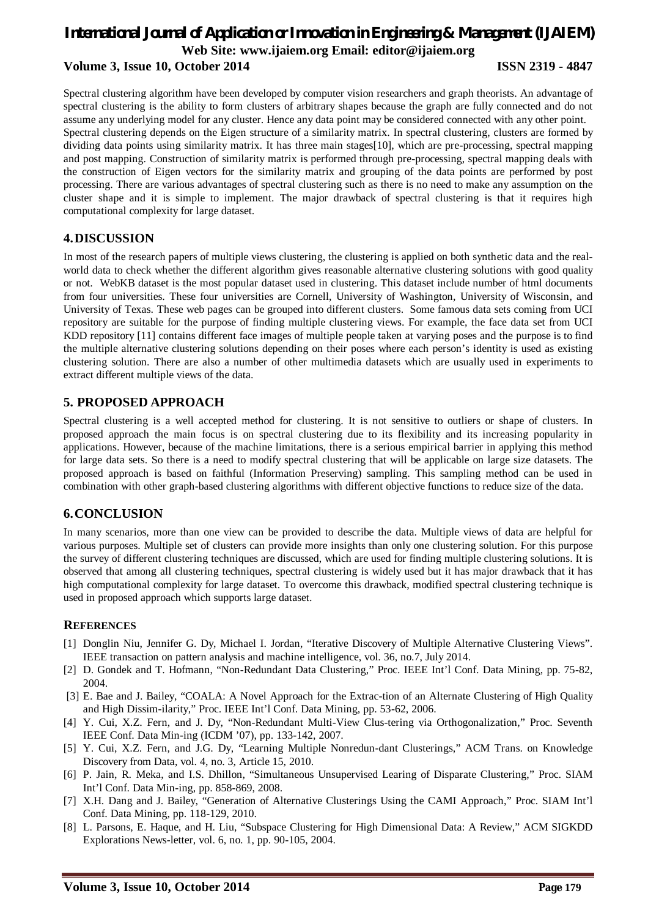Spectral clustering algorithm have been developed by computer vision researchers and graph theorists. An advantage of spectral clustering is the ability to form clusters of arbitrary shapes because the graph are fully connected and do not assume any underlying model for any cluster. Hence any data point may be considered connected with any other point. Spectral clustering depends on the Eigen structure of a similarity matrix. In spectral clustering, clusters are formed by dividing data points using similarity matrix. It has three main stages[10], which are pre-processing, spectral mapping and post mapping. Construction of similarity matrix is performed through pre-processing, spectral mapping deals with the construction of Eigen vectors for the similarity matrix and grouping of the data points are performed by post processing. There are various advantages of spectral clustering such as there is no need to make any assumption on the cluster shape and it is simple to implement. The major drawback of spectral clustering is that it requires high computational complexity for large dataset.

## 4. DISCUSSION

In most of the research papers of multiple views clustering, the clustering is applied on both synthetic data and the real-world data to check whether the different algorithm gives reasonable alternative clustering solutions with good quality or not. WebKB dataset is the most popular dataset used in clustering. This dataset include number of html documents from four universities. These four universities are Cornell, University of Washington, University of Wisconsin, and University of Texas. These web pages can be grouped into different clusters. Some famous data sets coming from UCI repository are suitable for the purpose of finding multiple clustering views. For example, the face data set from UCI KDD repository [11] contains different face images of multiple people taken at varying poses and the purpose is to find the multiple alternative clustering solutions depending on their poses where each person's identity is used as existing clustering solution. There are also a number of other multimedia datasets which are usually used in experiments to extract different multiple views of the data.

## 5. PROPOSED APPROACH

Spectral clustering is a well accepted method for clustering. It is not sensitive to outliers or shape of clusters. In proposed approach the main focus is on spectral clustering due to its flexibility and its increasing popularity in applications. However, because of the machine limitations, there is a serious empirical barrier in applying this method for large data sets. So there is a need to modify spectral clustering that will be applicable on large size datasets. The proposed approach is based on faithful (Information Preserving) sampling. This sampling method can be used in combination with other graph-based clustering algorithms with different objective functions to reduce size of the data.

## 6. CONCLUSION

In many scenarios, more than one view can be provided to describe the data. Multiple views of data are helpful for various purposes. Multiple set of clusters can provide more insights than only one clustering solution. For this purpose the survey of different clustering techniques are discussed, which are used for finding multiple clustering solutions. It is observed that among all clustering techniques, spectral clustering is widely used but it has major drawback that it has high computational complexity for large dataset. To overcome this drawback, modified spectral clustering technique is used in proposed approach which supports large dataset.

## REFERENCES

[1] Donglin Niu, Jennifer G. Dy, Michael I. Jordan, "Iterative Discovery of Multiple Alternative Clustering Views". IEEE transaction on pattern analysis and machine intelligence, vol. 36, no.7, July 2014.

[2] D. Gondek and T. Hofmann, "Non-Redundant Data Clustering," Proc. IEEE Int'l Conf. Data Mining, pp. 75-82, 2004.

[3] E. Bae and J. Bailey, "COALA: A Novel Approach for the Extrac-tion of an Alternate Clustering of High Quality and High Dissim-ilarity," Proc. IEEE Int'l Conf. Data Mining, pp. 53-62, 2006.

[4] Y. Cui, X.Z. Fern, and J. Dy, "Non-Redundant Multi-View Clus-tering via Orthogonalization," Proc. Seventh IEEE Conf. Data Min-ing (ICDM '07), pp. 133-142, 2007.

[5] Y. Cui, X.Z. Fern, and J.G. Dy, "Learning Multiple Nonredun-dant Clusterings," ACM Trans. on Knowledge Discovery from Data, vol. 4, no. 3, Article 15, 2010.

[6] P. Jain, R. Meka, and I.S. Dhillon, "Simultaneous Unsupervised Learing of Disparate Clustering," Proc. SIAM Int'l Conf. Data Min-ing, pp. 858-869, 2008.

[7] X.H. Dang and J. Bailey, "Generation of Alternative Clusterings Using the CAMI Approach," Proc. SIAM Int'l Conf. Data Mining, pp. 118-129, 2010.

[8] L. Parsons, E. Haque, and H. Liu, "Subspace Clustering for High Dimensional Data: A Review," ACM SIGKDD Explorations News-letter, vol. 6, no. 1, pp. 90-105, 2004.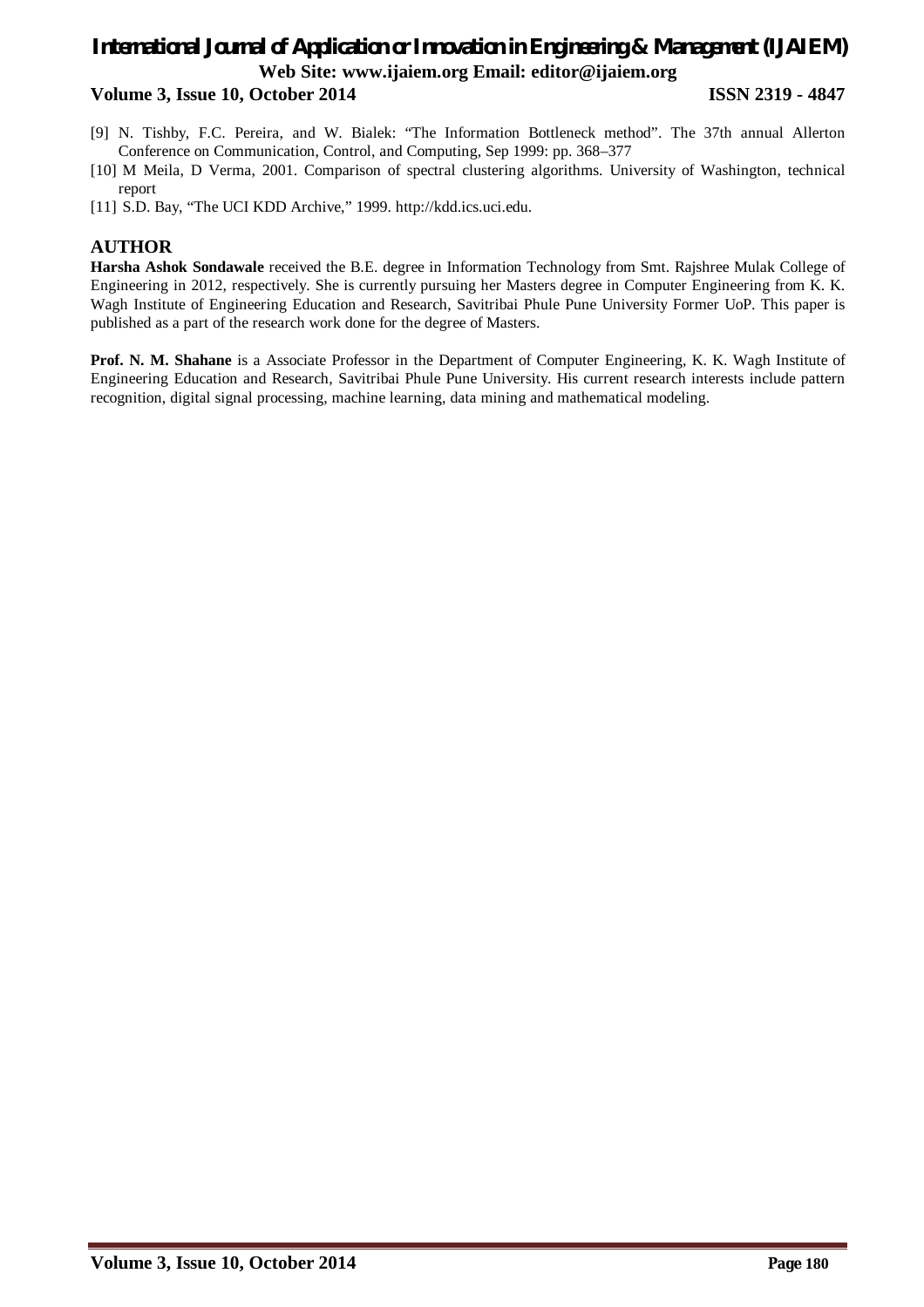[9] N. Tishby, F.C. Pereira, and W. Bialek: "The Information Bottleneck method". The 37th annual Allerton Conference on Communication, Control, and Computing, Sep 1999: pp. 368–377

[10] M Meila, D Verma, 2001. Comparison of spectral clustering algorithms. University of Washington, technical report

[11] S.D. Bay, "The UCI KDD Archive," 1999. http://kdd.ics.uci.edu.

## AUTHOR

**Harsha Ashok Sondawale** received the B.E. degree in Information Technology from Smt. Rajshree Mulak College of Engineering in 2012, respectively. She is currently pursuing her Masters degree in Computer Engineering from K. K. Wagh Institute of Engineering Education and Research, Savitribai Phule Pune University Former UoP. This paper is published as a part of the research work done for the degree of Masters.

**Prof. N. M. Shahane** is a Associate Professor in the Department of Computer Engineering, K. K. Wagh Institute of Engineering Education and Research, Savitribai Phule Pune University. His current research interests include pattern recognition, digital signal processing, machine learning, data mining and mathematical modeling.